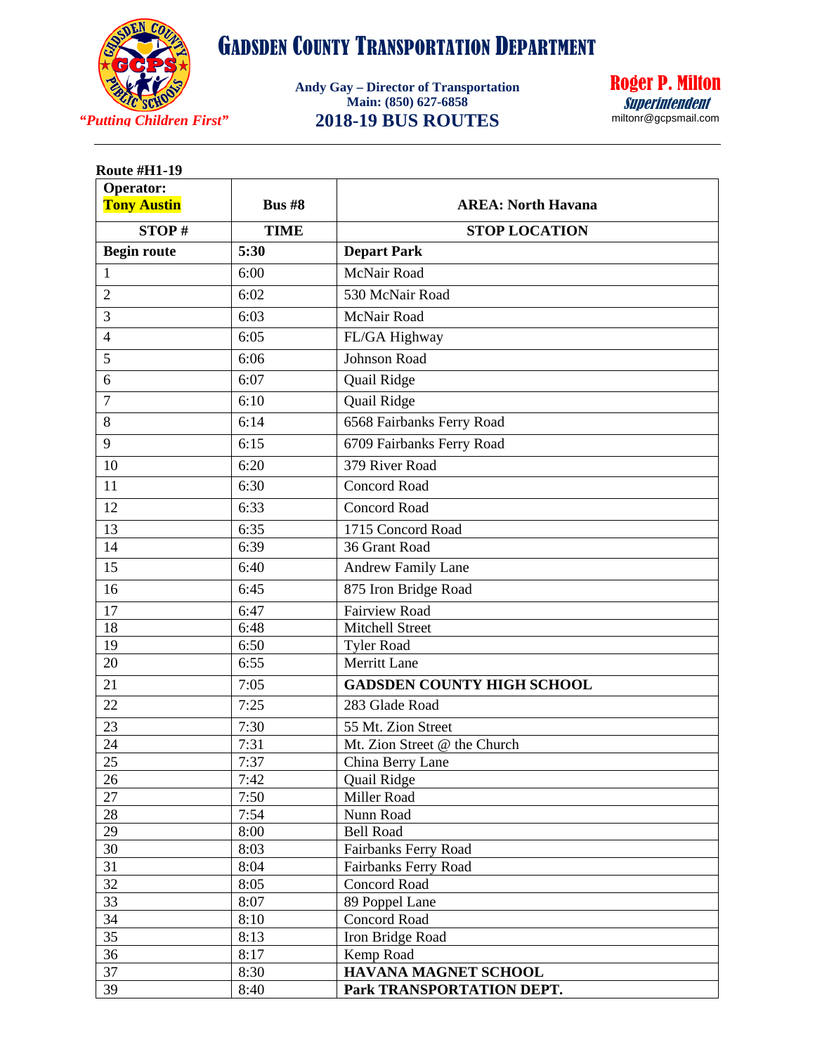# GADSDEN COUNTY TRANSPORTATION DEPARTMENT

*"Putting Children First"*

**Andy Gay – Director of Transportation**
**Main: (850) 627-6858**

## 2018-19 BUS ROUTES

**Roger P. Milton**
*Superintendent*
miltonr@gcpsmail.com

**Route #H1-19**

| **Operator: Tony Austin** | **Bus #8** | **AREA: North Havana** |
|---|---|---|
| **STOP #** | **TIME** | **STOP LOCATION** |
| **Begin route** | **5:30** | **Depart Park** |
| 1 | 6:00 | McNair Road |
| 2 | 6:02 | 530 McNair Road |
| 3 | 6:03 | McNair Road |
| 4 | 6:05 | FL/GA Highway |
| 5 | 6:06 | Johnson Road |
| 6 | 6:07 | Quail Ridge |
| 7 | 6:10 | Quail Ridge |
| 8 | 6:14 | 6568 Fairbanks Ferry Road |
| 9 | 6:15 | 6709 Fairbanks Ferry Road |
| 10 | 6:20 | 379 River Road |
| 11 | 6:30 | Concord Road |
| 12 | 6:33 | Concord Road |
| 13 | 6:35 | 1715 Concord Road |
| 14 | 6:39 | 36 Grant Road |
| 15 | 6:40 | Andrew Family Lane |
| 16 | 6:45 | 875 Iron Bridge Road |
| 17 | 6:47 | Fairview Road |
| 18 | 6:48 | Mitchell Street |
| 19 | 6:50 | Tyler Road |
| 20 | 6:55 | Merritt Lane |
| 21 | 7:05 | **GADSDEN COUNTY HIGH SCHOOL** |
| 22 | 7:25 | 283 Glade Road |
| 23 | 7:30 | 55 Mt. Zion Street |
| 24 | 7:31 | Mt. Zion Street @ the Church |
| 25 | 7:37 | China Berry Lane |
| 26 | 7:42 | Quail Ridge |
| 27 | 7:50 | Miller Road |
| 28 | 7:54 | Nunn Road |
| 29 | 8:00 | Bell Road |
| 30 | 8:03 | Fairbanks Ferry Road |
| 31 | 8:04 | Fairbanks Ferry Road |
| 32 | 8:05 | Concord Road |
| 33 | 8:07 | 89 Poppel Lane |
| 34 | 8:10 | Concord Road |
| 35 | 8:13 | Iron Bridge Road |
| 36 | 8:17 | Kemp Road |
| 37 | 8:30 | **HAVANA MAGNET SCHOOL** |
| 39 | 8:40 | **Park TRANSPORTATION DEPT.** |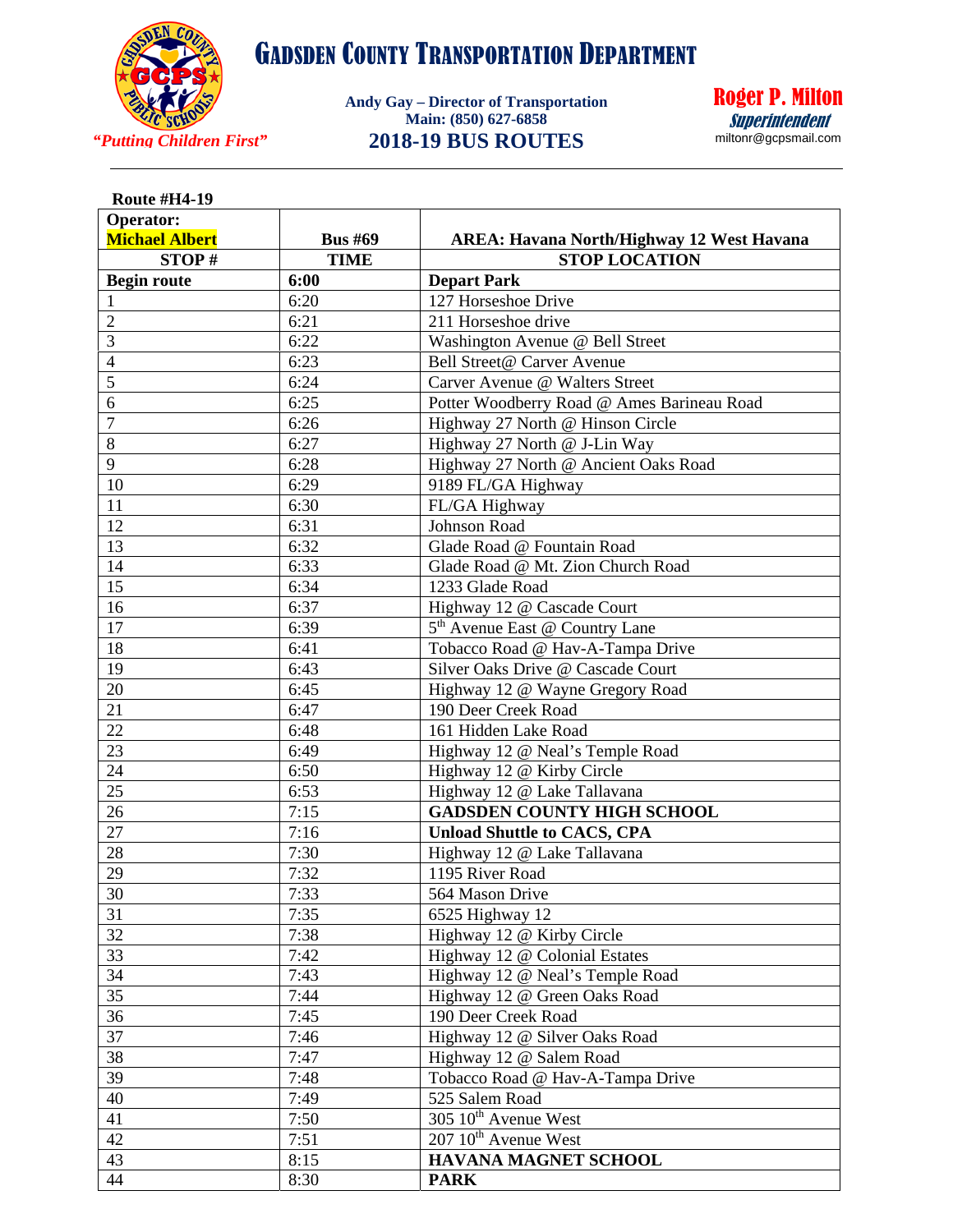# GADSDEN COUNTY TRANSPORTATION DEPARTMENT

*"Putting Children First"*

**Andy Gay – Director of Transportation**
**Main: (850) 627-6858**

## 2018-19 BUS ROUTES

**Roger P. Milton**
***Superintendent***
miltonr@gcpsmail.com

**Route #H4-19**

| **Operator: Michael Albert** | **Bus #69** | **AREA: Havana North/Highway 12 West Havana** |
|---|---|---|
| **STOP #** | **TIME** | **STOP LOCATION** |
| **Begin route** | **6:00** | **Depart Park** |
| 1 | 6:20 | 127 Horseshoe Drive |
| 2 | 6:21 | 211 Horseshoe drive |
| 3 | 6:22 | Washington Avenue @ Bell Street |
| 4 | 6:23 | Bell Street@ Carver Avenue |
| 5 | 6:24 | Carver Avenue @ Walters Street |
| 6 | 6:25 | Potter Woodberry Road @ Ames Barineau Road |
| 7 | 6:26 | Highway 27 North @ Hinson Circle |
| 8 | 6:27 | Highway 27 North @ J-Lin Way |
| 9 | 6:28 | Highway 27 North @ Ancient Oaks Road |
| 10 | 6:29 | 9189 FL/GA Highway |
| 11 | 6:30 | FL/GA Highway |
| 12 | 6:31 | Johnson Road |
| 13 | 6:32 | Glade Road @ Fountain Road |
| 14 | 6:33 | Glade Road @ Mt. Zion Church Road |
| 15 | 6:34 | 1233 Glade Road |
| 16 | 6:37 | Highway 12 @ Cascade Court |
| 17 | 6:39 | 5th Avenue East @ Country Lane |
| 18 | 6:41 | Tobacco Road @ Hav-A-Tampa Drive |
| 19 | 6:43 | Silver Oaks Drive @ Cascade Court |
| 20 | 6:45 | Highway 12 @ Wayne Gregory Road |
| 21 | 6:47 | 190 Deer Creek Road |
| 22 | 6:48 | 161 Hidden Lake Road |
| 23 | 6:49 | Highway 12 @ Neal's Temple Road |
| 24 | 6:50 | Highway 12 @ Kirby Circle |
| 25 | 6:53 | Highway 12 @ Lake Tallavana |
| 26 | 7:15 | **GADSDEN COUNTY HIGH SCHOOL** |
| 27 | 7:16 | **Unload Shuttle to CACS, CPA** |
| 28 | 7:30 | Highway 12 @ Lake Tallavana |
| 29 | 7:32 | 1195 River Road |
| 30 | 7:33 | 564 Mason Drive |
| 31 | 7:35 | 6525 Highway 12 |
| 32 | 7:38 | Highway 12 @ Kirby Circle |
| 33 | 7:42 | Highway 12 @ Colonial Estates |
| 34 | 7:43 | Highway 12 @ Neal's Temple Road |
| 35 | 7:44 | Highway 12 @ Green Oaks Road |
| 36 | 7:45 | 190 Deer Creek Road |
| 37 | 7:46 | Highway 12 @ Silver Oaks Road |
| 38 | 7:47 | Highway 12 @ Salem Road |
| 39 | 7:48 | Tobacco Road @ Hav-A-Tampa Drive |
| 40 | 7:49 | 525 Salem Road |
| 41 | 7:50 | 305 10th Avenue West |
| 42 | 7:51 | 207 10th Avenue West |
| 43 | 8:15 | **HAVANA MAGNET SCHOOL** |
| 44 | 8:30 | **PARK** |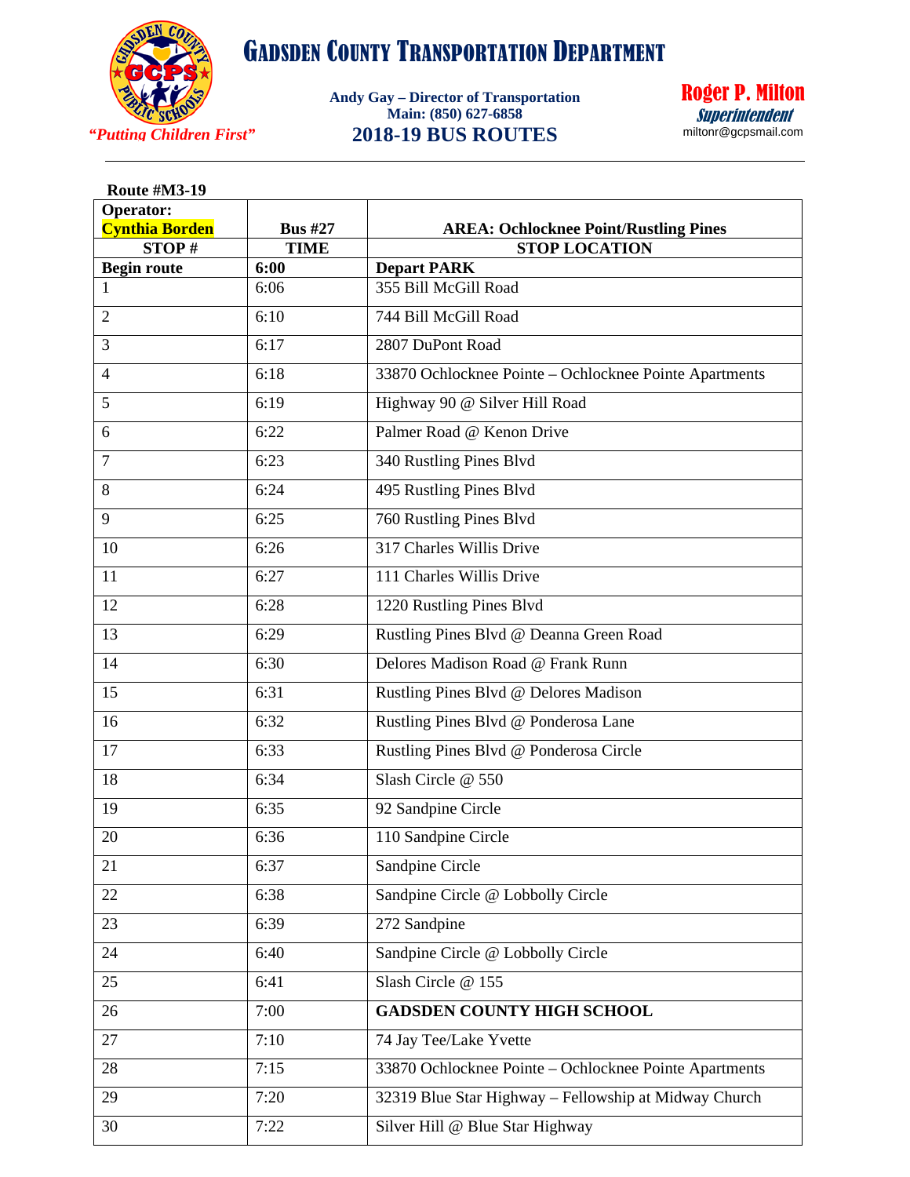# Gadsden County Transportation Department

*"Putting Children First"*

**Andy Gay – Director of Transportation**
**Main: (850) 627-6858**
**2018-19 BUS ROUTES**

**Roger P. Milton**
***Superintendent***
miltonr@gcpsmail.com

**Route #M3-19**

| **Operator: Cynthia Borden** | **Bus #27** | **AREA: Ochlocknee Point/Rustling Pines** |
|---|---|---|
| **STOP #** | **TIME** | **STOP LOCATION** |
| **Begin route** | **6:00** | **Depart PARK** |
| 1 | 6:06 | 355 Bill McGill Road |
| 2 | 6:10 | 744 Bill McGill Road |
| 3 | 6:17 | 2807 DuPont Road |
| 4 | 6:18 | 33870 Ochlocknee Pointe – Ochlocknee Pointe Apartments |
| 5 | 6:19 | Highway 90 @ Silver Hill Road |
| 6 | 6:22 | Palmer Road @ Kenon Drive |
| 7 | 6:23 | 340 Rustling Pines Blvd |
| 8 | 6:24 | 495 Rustling Pines Blvd |
| 9 | 6:25 | 760 Rustling Pines Blvd |
| 10 | 6:26 | 317 Charles Willis Drive |
| 11 | 6:27 | 111 Charles Willis Drive |
| 12 | 6:28 | 1220 Rustling Pines Blvd |
| 13 | 6:29 | Rustling Pines Blvd @ Deanna Green Road |
| 14 | 6:30 | Delores Madison Road @ Frank Runn |
| 15 | 6:31 | Rustling Pines Blvd @ Delores Madison |
| 16 | 6:32 | Rustling Pines Blvd @ Ponderosa Lane |
| 17 | 6:33 | Rustling Pines Blvd @ Ponderosa Circle |
| 18 | 6:34 | Slash Circle @ 550 |
| 19 | 6:35 | 92 Sandpine Circle |
| 20 | 6:36 | 110 Sandpine Circle |
| 21 | 6:37 | Sandpine Circle |
| 22 | 6:38 | Sandpine Circle @ Lobbolly Circle |
| 23 | 6:39 | 272 Sandpine |
| 24 | 6:40 | Sandpine Circle @ Lobbolly Circle |
| 25 | 6:41 | Slash Circle @ 155 |
| 26 | 7:00 | **GADSDEN COUNTY HIGH SCHOOL** |
| 27 | 7:10 | 74 Jay Tee/Lake Yvette |
| 28 | 7:15 | 33870 Ochlocknee Pointe – Ochlocknee Pointe Apartments |
| 29 | 7:20 | 32319 Blue Star Highway – Fellowship at Midway Church |
| 30 | 7:22 | Silver Hill @ Blue Star Highway |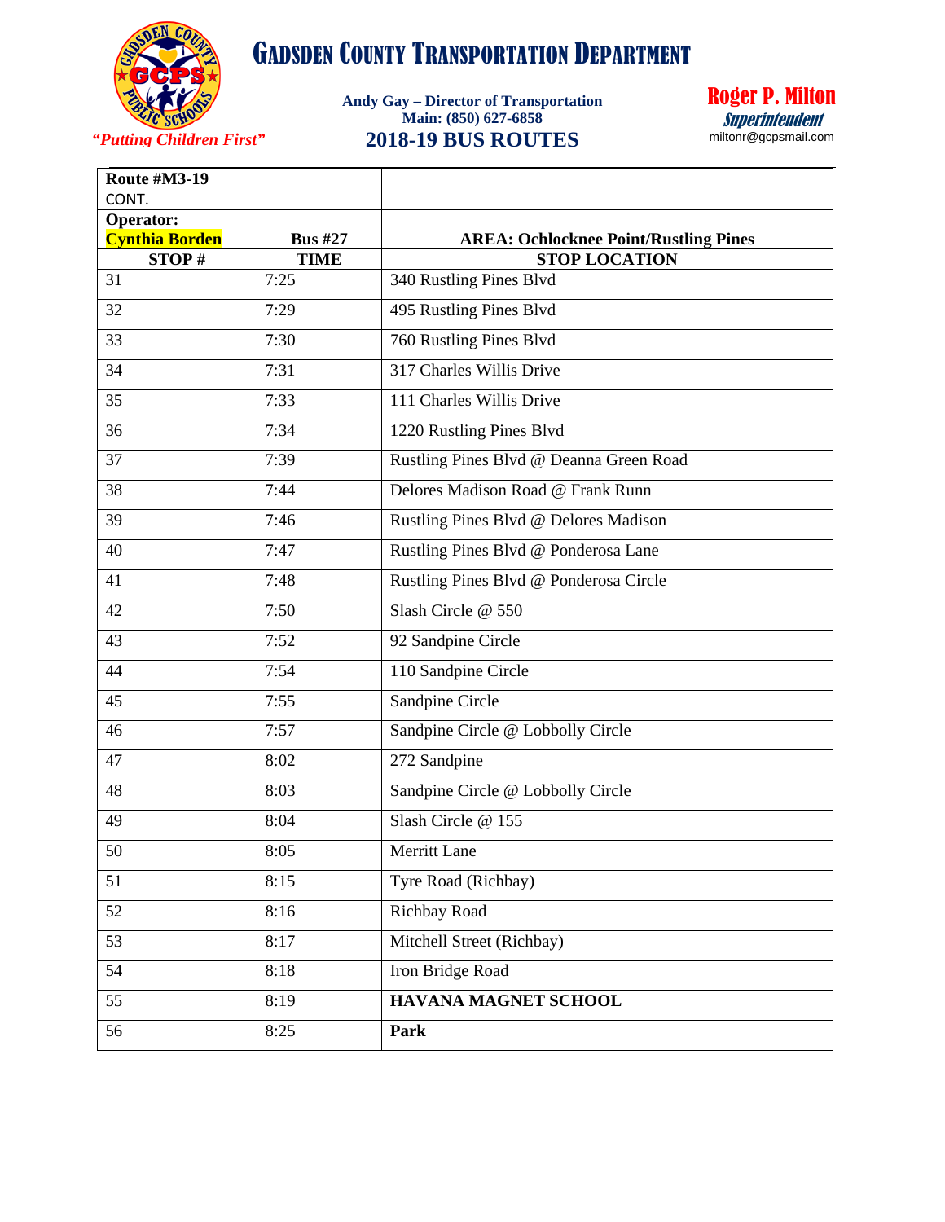# Gadsden County Transportation Department

*"Putting Children First"*

**Andy Gay – Director of Transportation**
**Main: (850) 627-6858**

**2018-19 BUS ROUTES**

**Roger P. Milton**
***Superintendent***
miltonr@gcpsmail.com

| **Route #M3-19** CONT. | | |
|---|---|---|
| **Operator: Cynthia Borden** | **Bus #27** | **AREA: Ochlocknee Point/Rustling Pines** |
| **STOP #** | **TIME** | **STOP LOCATION** |
| 31 | 7:25 | 340 Rustling Pines Blvd |
| 32 | 7:29 | 495 Rustling Pines Blvd |
| 33 | 7:30 | 760 Rustling Pines Blvd |
| 34 | 7:31 | 317 Charles Willis Drive |
| 35 | 7:33 | 111 Charles Willis Drive |
| 36 | 7:34 | 1220 Rustling Pines Blvd |
| 37 | 7:39 | Rustling Pines Blvd @ Deanna Green Road |
| 38 | 7:44 | Delores Madison Road @ Frank Runn |
| 39 | 7:46 | Rustling Pines Blvd @ Delores Madison |
| 40 | 7:47 | Rustling Pines Blvd @ Ponderosa Lane |
| 41 | 7:48 | Rustling Pines Blvd @ Ponderosa Circle |
| 42 | 7:50 | Slash Circle @ 550 |
| 43 | 7:52 | 92 Sandpine Circle |
| 44 | 7:54 | 110 Sandpine Circle |
| 45 | 7:55 | Sandpine Circle |
| 46 | 7:57 | Sandpine Circle @ Lobbolly Circle |
| 47 | 8:02 | 272 Sandpine |
| 48 | 8:03 | Sandpine Circle @ Lobbolly Circle |
| 49 | 8:04 | Slash Circle @ 155 |
| 50 | 8:05 | Merritt Lane |
| 51 | 8:15 | Tyre Road (Richbay) |
| 52 | 8:16 | Richbay Road |
| 53 | 8:17 | Mitchell Street (Richbay) |
| 54 | 8:18 | Iron Bridge Road |
| 55 | 8:19 | **HAVANA MAGNET SCHOOL** |
| 56 | 8:25 | **Park** |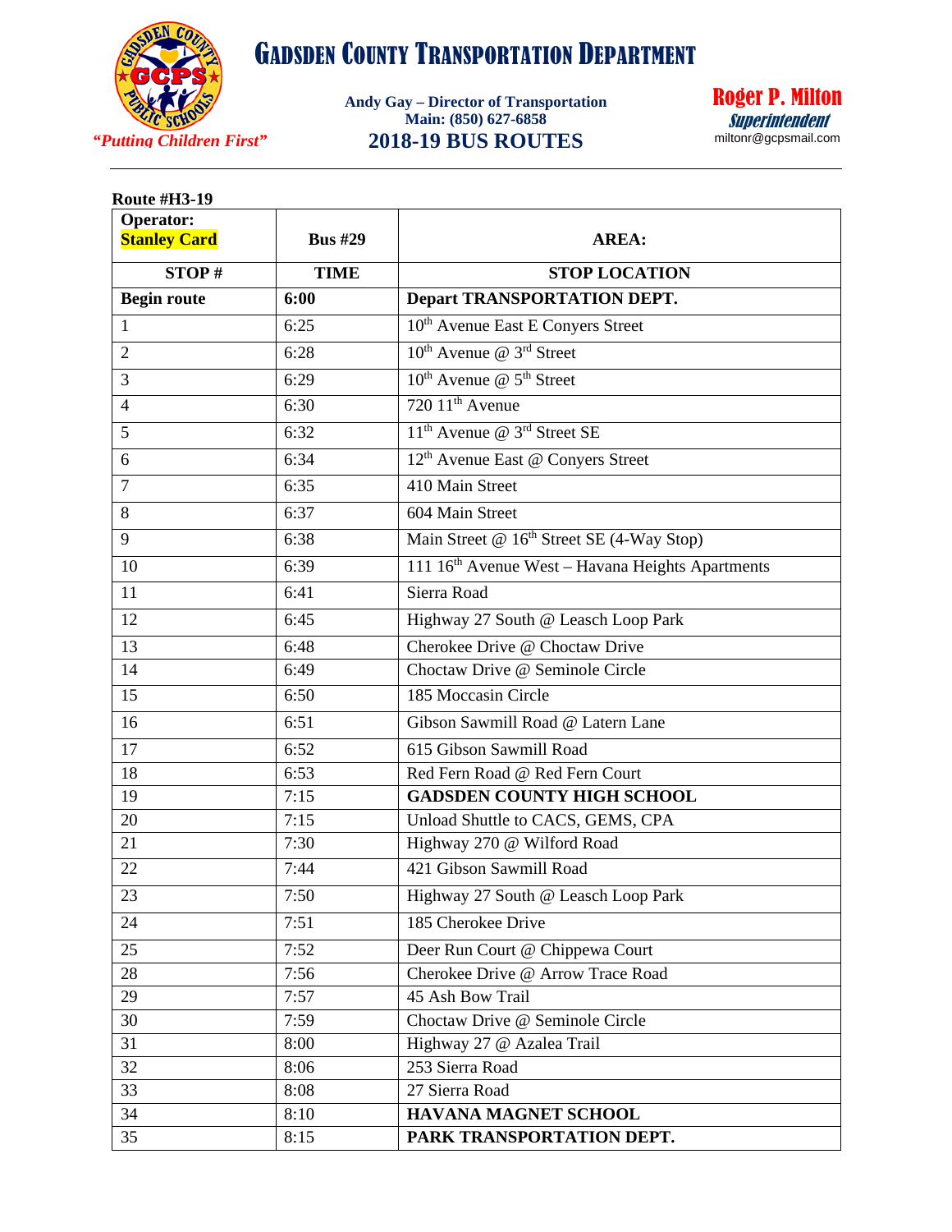# GADSDEN COUNTY TRANSPORTATION DEPARTMENT

*"Putting Children First"*

**Andy Gay – Director of Transportation**
**Main: (850) 627-6858**

## 2018-19 BUS ROUTES

**Roger P. Milton**
***Superintendent***
miltonr@gcpsmail.com

**Route #H3-19**

| **Operator: Stanley Card** | **Bus #29** | **AREA:** |
|---|---|---|
| **STOP #** | **TIME** | **STOP LOCATION** |
| **Begin route** | **6:00** | **Depart TRANSPORTATION DEPT.** |
| 1 | 6:25 | 10th Avenue East E Conyers Street |
| 2 | 6:28 | 10th Avenue @ 3rd Street |
| 3 | 6:29 | 10th Avenue @ 5th Street |
| 4 | 6:30 | 720 11th Avenue |
| 5 | 6:32 | 11th Avenue @ 3rd Street SE |
| 6 | 6:34 | 12th Avenue East @ Conyers Street |
| 7 | 6:35 | 410 Main Street |
| 8 | 6:37 | 604 Main Street |
| 9 | 6:38 | Main Street @ 16th Street SE (4-Way Stop) |
| 10 | 6:39 | 111 16th Avenue West – Havana Heights Apartments |
| 11 | 6:41 | Sierra Road |
| 12 | 6:45 | Highway 27 South @ Leasch Loop Park |
| 13 | 6:48 | Cherokee Drive @ Choctaw Drive |
| 14 | 6:49 | Choctaw Drive @ Seminole Circle |
| 15 | 6:50 | 185 Moccasin Circle |
| 16 | 6:51 | Gibson Sawmill Road @ Latern Lane |
| 17 | 6:52 | 615 Gibson Sawmill Road |
| 18 | 6:53 | Red Fern Road @ Red Fern Court |
| 19 | 7:15 | **GADSDEN COUNTY HIGH SCHOOL** |
| 20 | 7:15 | Unload Shuttle to CACS, GEMS, CPA |
| 21 | 7:30 | Highway 270 @ Wilford Road |
| 22 | 7:44 | 421 Gibson Sawmill Road |
| 23 | 7:50 | Highway 27 South @ Leasch Loop Park |
| 24 | 7:51 | 185 Cherokee Drive |
| 25 | 7:52 | Deer Run Court @ Chippewa Court |
| 28 | 7:56 | Cherokee Drive @ Arrow Trace Road |
| 29 | 7:57 | 45 Ash Bow Trail |
| 30 | 7:59 | Choctaw Drive @ Seminole Circle |
| 31 | 8:00 | Highway 27 @ Azalea Trail |
| 32 | 8:06 | 253 Sierra Road |
| 33 | 8:08 | 27 Sierra Road |
| 34 | 8:10 | **HAVANA MAGNET SCHOOL** |
| 35 | 8:15 | **PARK TRANSPORTATION DEPT.** |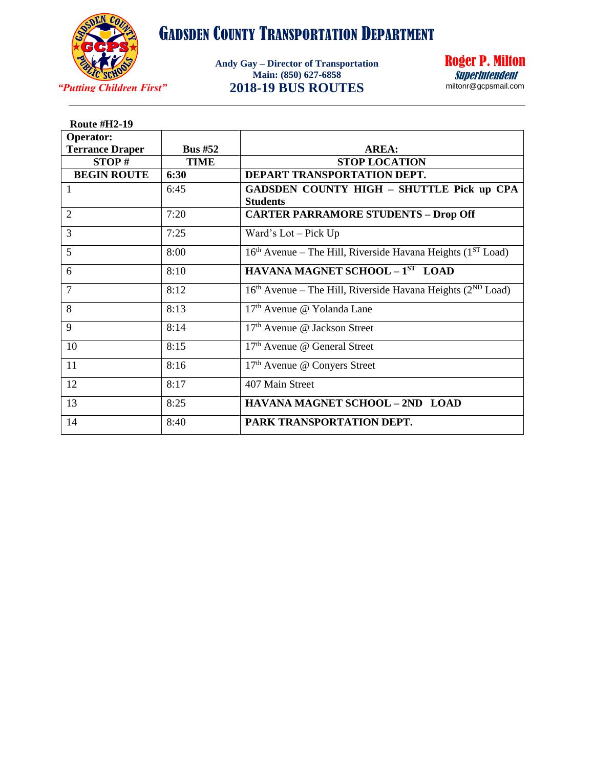# GADSDEN COUNTY TRANSPORTATION DEPARTMENT

*"Putting Children First"*

**Andy Gay – Director of Transportation**
**Main: (850) 627-6858**
**2018-19 BUS ROUTES**

**Roger P. Milton**
***Superintendent***
miltonr@gcpsmail.com

**Route #H2-19**

| **Operator: Terrance Draper** | **Bus #52** | **AREA:** |
|---|---|---|
| **STOP #** | **TIME** | **STOP LOCATION** |
| **BEGIN ROUTE** | **6:30** | **DEPART TRANSPORTATION DEPT.** |
| 1 | 6:45 | **GADSDEN COUNTY HIGH – SHUTTLE Pick up CPA Students** |
| 2 | 7:20 | **CARTER PARRAMORE STUDENTS – Drop Off** |
| 3 | 7:25 | Ward's Lot – Pick Up |
| 5 | 8:00 | 16th Avenue – The Hill, Riverside Havana Heights (1ST Load) |
| 6 | 8:10 | **HAVANA MAGNET SCHOOL – 1ST LOAD** |
| 7 | 8:12 | 16th Avenue – The Hill, Riverside Havana Heights (2ND Load) |
| 8 | 8:13 | 17th Avenue @ Yolanda Lane |
| 9 | 8:14 | 17th Avenue @ Jackson Street |
| 10 | 8:15 | 17th Avenue @ General Street |
| 11 | 8:16 | 17th Avenue @ Conyers Street |
| 12 | 8:17 | 407 Main Street |
| 13 | 8:25 | **HAVANA MAGNET SCHOOL – 2ND LOAD** |
| 14 | 8:40 | **PARK TRANSPORTATION DEPT.** |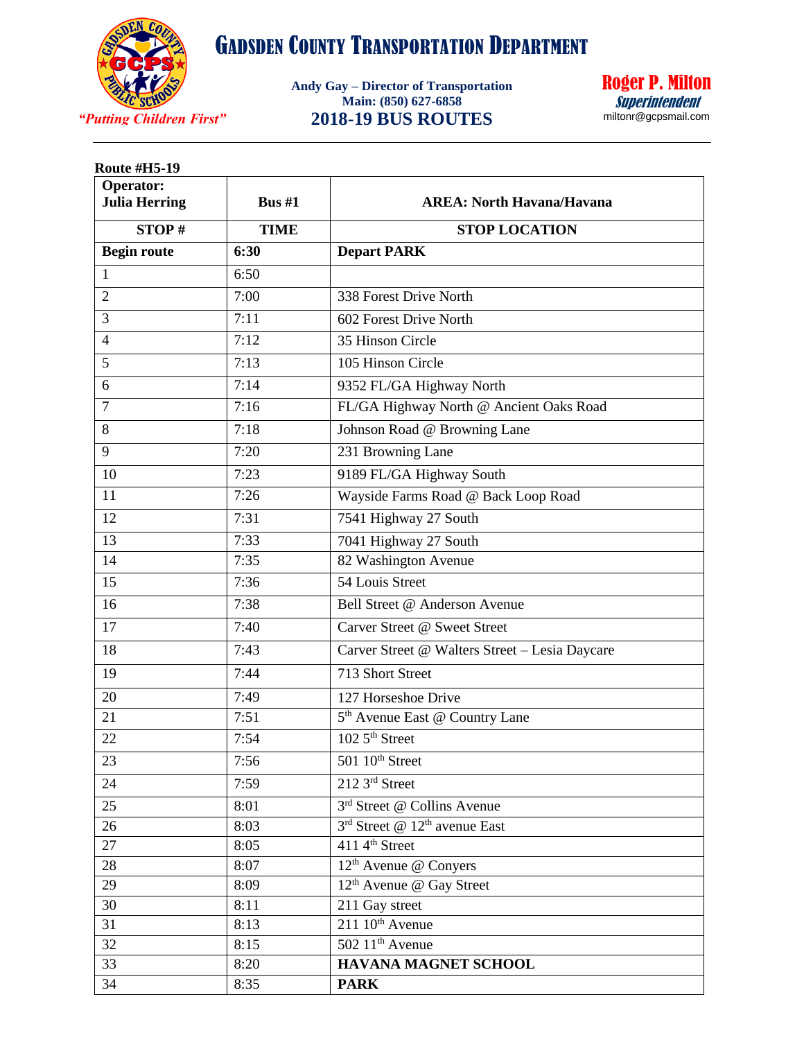# GADSDEN COUNTY TRANSPORTATION DEPARTMENT

*"Putting Children First"*

**Andy Gay – Director of Transportation**
**Main: (850) 627-6858**
**2018-19 BUS ROUTES**

**Roger P. Milton**
***Superintendent***
miltonr@gcpsmail.com

---

**Route #H5-19**

| **Operator: Julia Herring** | **Bus #1** | **AREA: North Havana/Havana** |
|---|---|---|
| **STOP #** | **TIME** | **STOP LOCATION** |
| **Begin route** | **6:30** | **Depart PARK** |
| 1 | 6:50 | |
| 2 | 7:00 | 338 Forest Drive North |
| 3 | 7:11 | 602 Forest Drive North |
| 4 | 7:12 | 35 Hinson Circle |
| 5 | 7:13 | 105 Hinson Circle |
| 6 | 7:14 | 9352 FL/GA Highway North |
| 7 | 7:16 | FL/GA Highway North @ Ancient Oaks Road |
| 8 | 7:18 | Johnson Road @ Browning Lane |
| 9 | 7:20 | 231 Browning Lane |
| 10 | 7:23 | 9189 FL/GA Highway South |
| 11 | 7:26 | Wayside Farms Road @ Back Loop Road |
| 12 | 7:31 | 7541 Highway 27 South |
| 13 | 7:33 | 7041 Highway 27 South |
| 14 | 7:35 | 82 Washington Avenue |
| 15 | 7:36 | 54 Louis Street |
| 16 | 7:38 | Bell Street @ Anderson Avenue |
| 17 | 7:40 | Carver Street @ Sweet Street |
| 18 | 7:43 | Carver Street @ Walters Street – Lesia Daycare |
| 19 | 7:44 | 713 Short Street |
| 20 | 7:49 | 127 Horseshoe Drive |
| 21 | 7:51 | 5th Avenue East @ Country Lane |
| 22 | 7:54 | 102 5th Street |
| 23 | 7:56 | 501 10th Street |
| 24 | 7:59 | 212 3rd Street |
| 25 | 8:01 | 3rd Street @ Collins Avenue |
| 26 | 8:03 | 3rd Street @ 12th avenue East |
| 27 | 8:05 | 411 4th Street |
| 28 | 8:07 | 12th Avenue @ Conyers |
| 29 | 8:09 | 12th Avenue @ Gay Street |
| 30 | 8:11 | 211 Gay street |
| 31 | 8:13 | 211 10th Avenue |
| 32 | 8:15 | 502 11th Avenue |
| 33 | 8:20 | **HAVANA MAGNET SCHOOL** |
| 34 | 8:35 | **PARK** |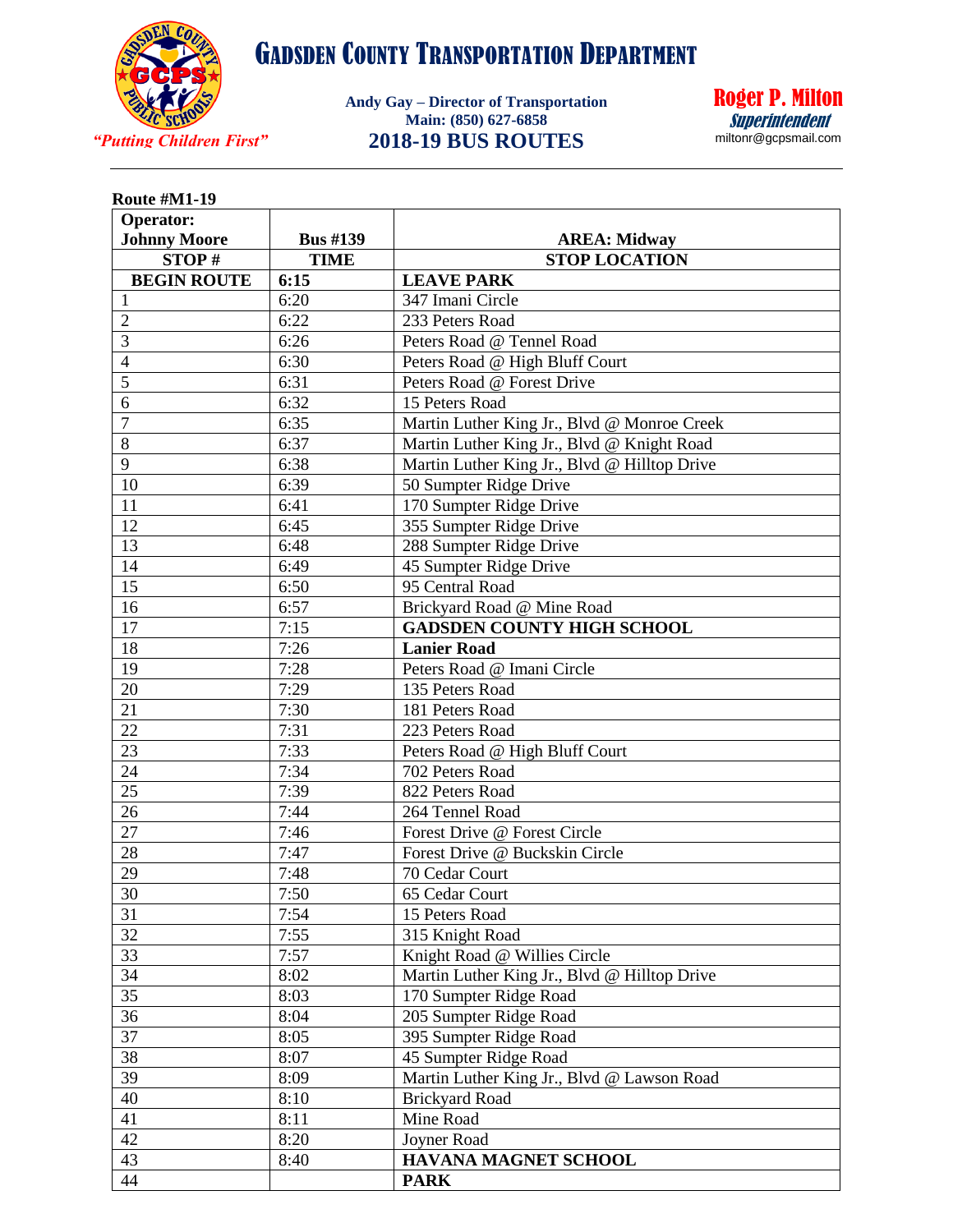# GADSDEN COUNTY TRANSPORTATION DEPARTMENT

*"Putting Children First"*

**Andy Gay – Director of Transportation**
**Main: (850) 627-6858**
**2018-19 BUS ROUTES**

**Roger P. Milton**
***Superintendent***
miltonr@gcpsmail.com

**Route #M1-19**

| **Operator: Johnny Moore** | **Bus #139** | **AREA: Midway** |
|---|---|---|
| **STOP #** | **TIME** | **STOP LOCATION** |
| **BEGIN ROUTE** | **6:15** | **LEAVE PARK** |
| 1 | 6:20 | 347 Imani Circle |
| 2 | 6:22 | 233 Peters Road |
| 3 | 6:26 | Peters Road @ Tennel Road |
| 4 | 6:30 | Peters Road @ High Bluff Court |
| 5 | 6:31 | Peters Road @ Forest Drive |
| 6 | 6:32 | 15 Peters Road |
| 7 | 6:35 | Martin Luther King Jr., Blvd @ Monroe Creek |
| 8 | 6:37 | Martin Luther King Jr., Blvd @ Knight Road |
| 9 | 6:38 | Martin Luther King Jr., Blvd @ Hilltop Drive |
| 10 | 6:39 | 50 Sumpter Ridge Drive |
| 11 | 6:41 | 170 Sumpter Ridge Drive |
| 12 | 6:45 | 355 Sumpter Ridge Drive |
| 13 | 6:48 | 288 Sumpter Ridge Drive |
| 14 | 6:49 | 45 Sumpter Ridge Drive |
| 15 | 6:50 | 95 Central Road |
| 16 | 6:57 | Brickyard Road @ Mine Road |
| 17 | 7:15 | **GADSDEN COUNTY HIGH SCHOOL** |
| 18 | 7:26 | **Lanier Road** |
| 19 | 7:28 | Peters Road @ Imani Circle |
| 20 | 7:29 | 135 Peters Road |
| 21 | 7:30 | 181 Peters Road |
| 22 | 7:31 | 223 Peters Road |
| 23 | 7:33 | Peters Road @ High Bluff Court |
| 24 | 7:34 | 702 Peters Road |
| 25 | 7:39 | 822 Peters Road |
| 26 | 7:44 | 264 Tennel Road |
| 27 | 7:46 | Forest Drive @ Forest Circle |
| 28 | 7:47 | Forest Drive @ Buckskin Circle |
| 29 | 7:48 | 70 Cedar Court |
| 30 | 7:50 | 65 Cedar Court |
| 31 | 7:54 | 15 Peters Road |
| 32 | 7:55 | 315 Knight Road |
| 33 | 7:57 | Knight Road @ Willies Circle |
| 34 | 8:02 | Martin Luther King Jr., Blvd @ Hilltop Drive |
| 35 | 8:03 | 170 Sumpter Ridge Road |
| 36 | 8:04 | 205 Sumpter Ridge Road |
| 37 | 8:05 | 395 Sumpter Ridge Road |
| 38 | 8:07 | 45 Sumpter Ridge Road |
| 39 | 8:09 | Martin Luther King Jr., Blvd @ Lawson Road |
| 40 | 8:10 | Brickyard Road |
| 41 | 8:11 | Mine Road |
| 42 | 8:20 | Joyner Road |
| 43 | 8:40 | **HAVANA MAGNET SCHOOL** |
| 44 | | **PARK** |